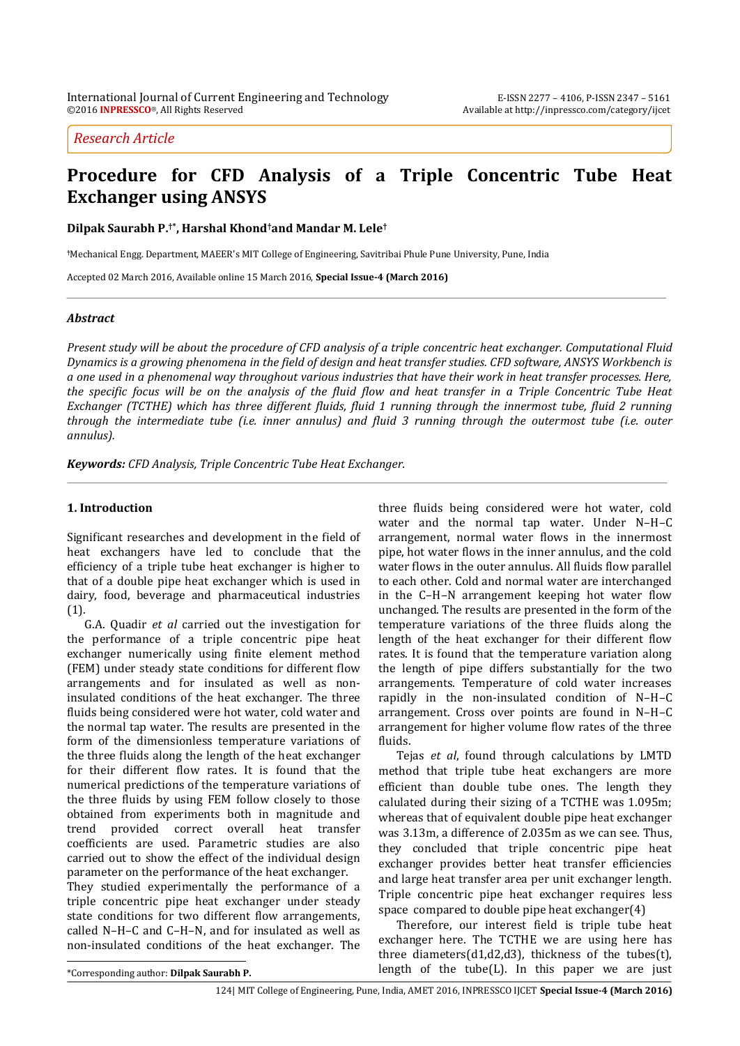*Research Article*

# Procedure for CFD Analysis of a Triple Concentric Tube Heat Exchanger using ANSYS

**Dilpak Saurabh P.[†*], Harshal Khond[†] and Mandar M. Lele[†]**

[†]Mechanical Engg. Department, MAEER's MIT College of Engineering, Savitribai Phule Pune University, Pune, India

Accepted 02 March 2016, Available online 15 March 2016, **Special Issue-4 (March 2016)**

### *Abstract*

*Present study will be about the procedure of CFD analysis of a triple concentric heat exchanger. Computational Fluid Dynamics is a growing phenomena in the field of design and heat transfer studies. CFD software, ANSYS Workbench is a one used in a phenomenal way throughout various industries that have their work in heat transfer processes. Here, the specific focus will be on the analysis of the fluid flow and heat transfer in a Triple Concentric Tube Heat Exchanger (TCTHE) which has three different fluids, fluid 1 running through the innermost tube, fluid 2 running through the intermediate tube (i.e. inner annulus) and fluid 3 running through the outermost tube (i.e. outer annulus).*

***Keywords:*** *CFD Analysis, Triple Concentric Tube Heat Exchanger.*

## 1. Introduction

Significant researches and development in the field of heat exchangers have led to conclude that the efficiency of a triple tube heat exchanger is higher to that of a double pipe heat exchanger which is used in dairy, food, beverage and pharmaceutical industries (1).

G.A. Quadir *et al* carried out the investigation for the performance of a triple concentric pipe heat exchanger numerically using finite element method (FEM) under steady state conditions for different flow arrangements and for insulated as well as non-insulated conditions of the heat exchanger. The three fluids being considered were hot water, cold water and the normal tap water. The results are presented in the form of the dimensionless temperature variations of the three fluids along the length of the heat exchanger for their different flow rates. It is found that the numerical predictions of the temperature variations of the three fluids by using FEM follow closely to those obtained from experiments both in magnitude and trend provided correct overall heat transfer coefficients are used. Parametric studies are also carried out to show the effect of the individual design parameter on the performance of the heat exchanger.

They studied experimentally the performance of a triple concentric pipe heat exchanger under steady state conditions for two different flow arrangements, called N–H–C and C–H–N, and for insulated as well as non-insulated conditions of the heat exchanger. The three fluids being considered were hot water, cold water and the normal tap water. Under N–H–C arrangement, normal water flows in the innermost pipe, hot water flows in the inner annulus, and the cold water flows in the outer annulus. All fluids flow parallel to each other. Cold and normal water are interchanged in the C–H–N arrangement keeping hot water flow unchanged. The results are presented in the form of the temperature variations of the three fluids along the length of the heat exchanger for their different flow rates. It is found that the temperature variation along the length of pipe differs substantially for the two arrangements. Temperature of cold water increases rapidly in the non-insulated condition of N–H–C arrangement. Cross over points are found in N–H–C arrangement for higher volume flow rates of the three fluids.

Tejas *et al*, found through calculations by LMTD method that triple tube heat exchangers are more efficient than double tube ones. The length they calulated during their sizing of a TCTHE was 1.095m; whereas that of equivalent double pipe heat exchanger was 3.13m, a difference of 2.035m as we can see. Thus, they concluded that triple concentric pipe heat exchanger provides better heat transfer efficiencies and large heat transfer area per unit exchanger length. Triple concentric pipe heat exchanger requires less space compared to double pipe heat exchanger(4)

Therefore, our interest field is triple tube heat exchanger here. The TCTHE we are using here has three diameters(d1,d2,d3), thickness of the tubes(t), length of the tube(L). In this paper we are just

*Corresponding author: **Dilpak Saurabh P.**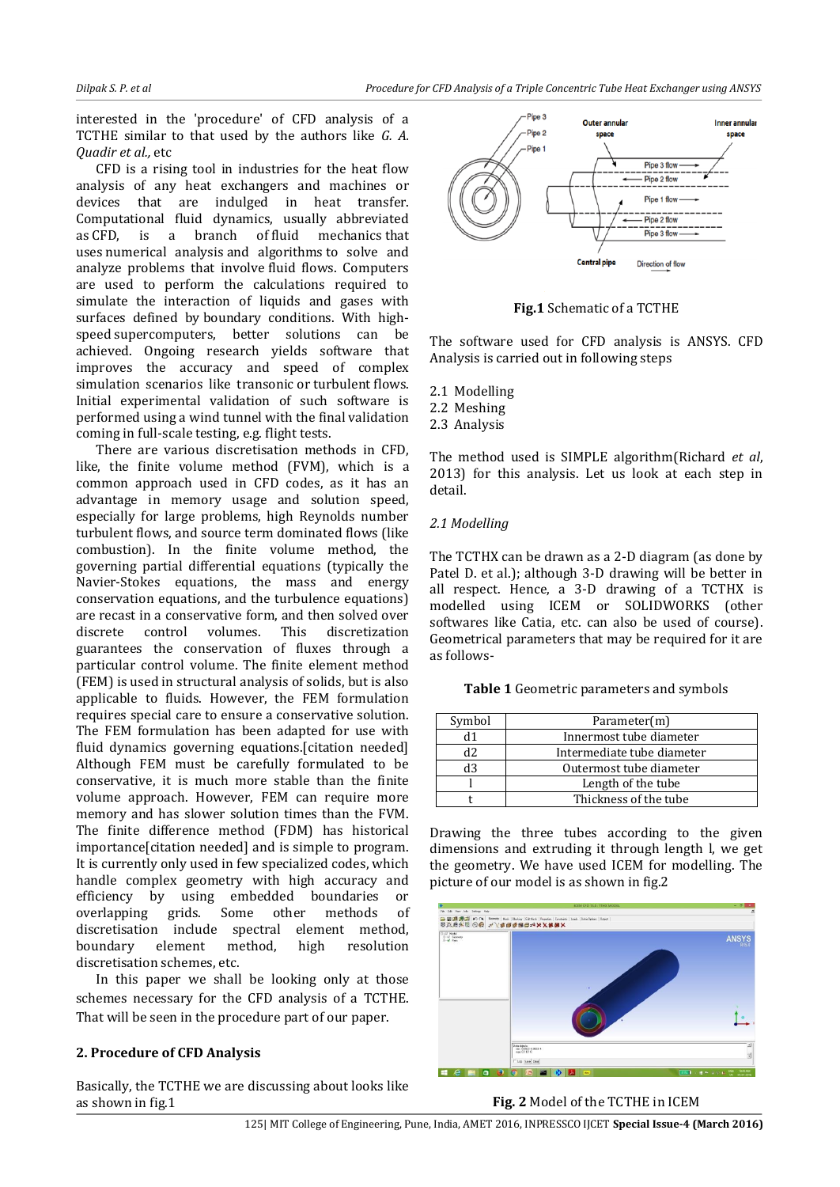interested in the 'procedure' of CFD analysis of a TCTHE similar to that used by the authors like *G. A. Quadir et al.,* etc

CFD is a rising tool in industries for the heat flow analysis of any heat exchangers and machines or devices that are indulged in heat transfer. Computational fluid dynamics, usually abbreviated as CFD, is a branch of fluid mechanics that uses numerical analysis and algorithms to solve and analyze problems that involve fluid flows. Computers are used to perform the calculations required to simulate the interaction of liquids and gases with surfaces defined by boundary conditions. With high-speed supercomputers, better solutions can be achieved. Ongoing research yields software that improves the accuracy and speed of complex simulation scenarios like transonic or turbulent flows. Initial experimental validation of such software is performed using a wind tunnel with the final validation coming in full-scale testing, e.g. flight tests.

There are various discretisation methods in CFD, like, the finite volume method (FVM), which is a common approach used in CFD codes, as it has an advantage in memory usage and solution speed, especially for large problems, high Reynolds number turbulent flows, and source term dominated flows (like combustion). In the finite volume method, the governing partial differential equations (typically the Navier-Stokes equations, the mass and energy conservation equations, and the turbulence equations) are recast in a conservative form, and then solved over discrete control volumes. This discretization guarantees the conservation of fluxes through a particular control volume. The finite element method (FEM) is used in structural analysis of solids, but is also applicable to fluids. However, the FEM formulation requires special care to ensure a conservative solution. The FEM formulation has been adapted for use with fluid dynamics governing equations.[citation needed] Although FEM must be carefully formulated to be conservative, it is much more stable than the finite volume approach. However, FEM can require more memory and has slower solution times than the FVM. The finite difference method (FDM) has historical importance[citation needed] and is simple to program. It is currently only used in few specialized codes, which handle complex geometry with high accuracy and efficiency by using embedded boundaries or overlapping grids. Some other methods of discretisation include spectral element method, boundary element method, high resolution discretisation schemes, etc.

In this paper we shall be looking only at those schemes necessary for the CFD analysis of a TCTHE. That will be seen in the procedure part of our paper.

## 2. Procedure of CFD Analysis

Basically, the TCTHE we are discussing about looks like as shown in fig.1

**Fig.1** Schematic of a TCTHE

The software used for CFD analysis is ANSYS. CFD Analysis is carried out in following steps

2.1 Modelling
2.2 Meshing
2.3 Analysis

The method used is SIMPLE algorithm(Richard *et al*, 2013) for this analysis. Let us look at each step in detail.

### *2.1 Modelling*

The TCTHX can be drawn as a 2-D diagram (as done by Patel D. et al.); although 3-D drawing will be better in all respect. Hence, a 3-D drawing of a TCTHX is modelled using ICEM or SOLIDWORKS (other softwares like Catia, etc. can also be used of course). Geometrical parameters that may be required for it are as follows-

**Table 1** Geometric parameters and symbols

| Symbol | Parameter(m) |
|---|---|
| d1 | Innermost tube diameter |
| d2 | Intermediate tube diameter |
| d3 | Outermost tube diameter |
| l | Length of the tube |
| t | Thickness of the tube |

Drawing the three tubes according to the given dimensions and extruding it through length l, we get the geometry. We have used ICEM for modelling. The picture of our model is as shown in fig.2

**Fig. 2** Model of the TCTHE in ICEM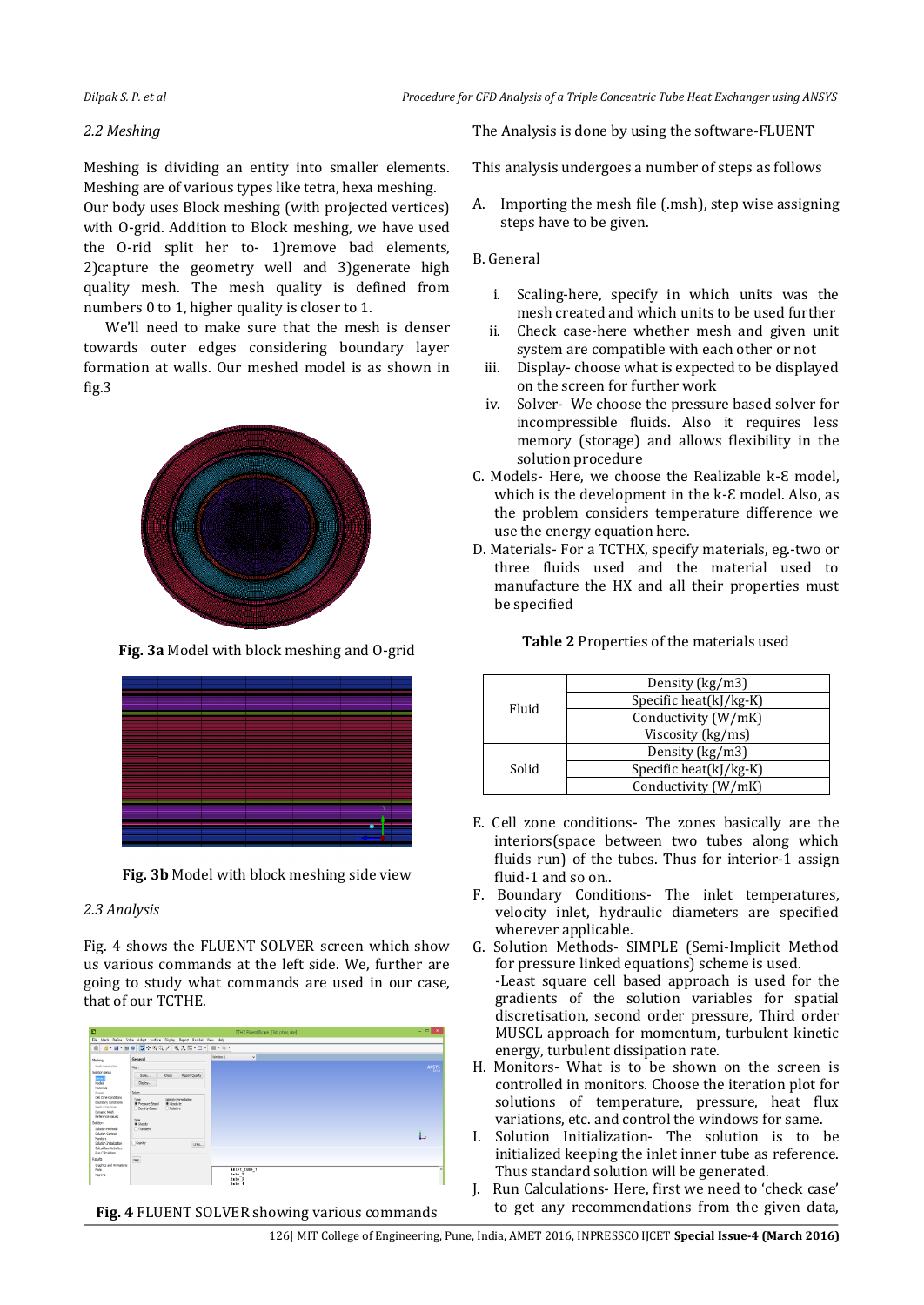*2.2 Meshing*

Meshing is dividing an entity into smaller elements. Meshing are of various types like tetra, hexa meshing. Our body uses Block meshing (with projected vertices) with O-grid. Addition to Block meshing, we have used the O-rid split her to- 1)remove bad elements, 2)capture the geometry well and 3)generate high quality mesh. The mesh quality is defined from numbers 0 to 1, higher quality is closer to 1.

We'll need to make sure that the mesh is denser towards outer edges considering boundary layer formation at walls. Our meshed model is as shown in fig.3

**Fig. 3a** Model with block meshing and O-grid

**Fig. 3b** Model with block meshing side view

*2.3 Analysis*

Fig. 4 shows the FLUENT SOLVER screen which show us various commands at the left side. We, further are going to study what commands are used in our case, that of our TCTHE.

**Fig. 4** FLUENT SOLVER showing various commands

The Analysis is done by using the software-FLUENT

This analysis undergoes a number of steps as follows

A. Importing the mesh file (.msh), step wise assigning steps have to be given.

B. General

i. Scaling-here, specify in which units was the mesh created and which units to be used further
ii. Check case-here whether mesh and given unit system are compatible with each other or not
iii. Display- choose what is expected to be displayed on the screen for further work
iv. Solver- We choose the pressure based solver for incompressible fluids. Also it requires less memory (storage) and allows flexibility in the solution procedure

C. Models- Here, we choose the Realizable k-Ɛ model, which is the development in the k-Ɛ model. Also, as the problem considers temperature difference we use the energy equation here.

D. Materials- For a TCTHX, specify materials, eg.-two or three fluids used and the material used to manufacture the HX and all their properties must be specified

**Table 2** Properties of the materials used

| | |
|---|---|
| Fluid | Density (kg/m3) |
| | Specific heat(kJ/kg-K) |
| | Conductivity (W/mK) |
| | Viscosity (kg/ms) |
| Solid | Density (kg/m3) |
| | Specific heat(kJ/kg-K) |
| | Conductivity (W/mK) |

E. Cell zone conditions- The zones basically are the interiors(space between two tubes along which fluids run) of the tubes. Thus for interior-1 assign fluid-1 and so on..

F. Boundary Conditions- The inlet temperatures, velocity inlet, hydraulic diameters are specified wherever applicable.

G. Solution Methods- SIMPLE (Semi-Implicit Method for pressure linked equations) scheme is used.
-Least square cell based approach is used for the gradients of the solution variables for spatial discretisation, second order pressure, Third order MUSCL approach for momentum, turbulent kinetic energy, turbulent dissipation rate.

H. Monitors- What is to be shown on the screen is controlled in monitors. Choose the iteration plot for solutions of temperature, pressure, heat flux variations, etc. and control the windows for same.

I. Solution Initialization- The solution is to be initialized keeping the inlet inner tube as reference. Thus standard solution will be generated.

J. Run Calculations- Here, first we need to 'check case' to get any recommendations from the given data,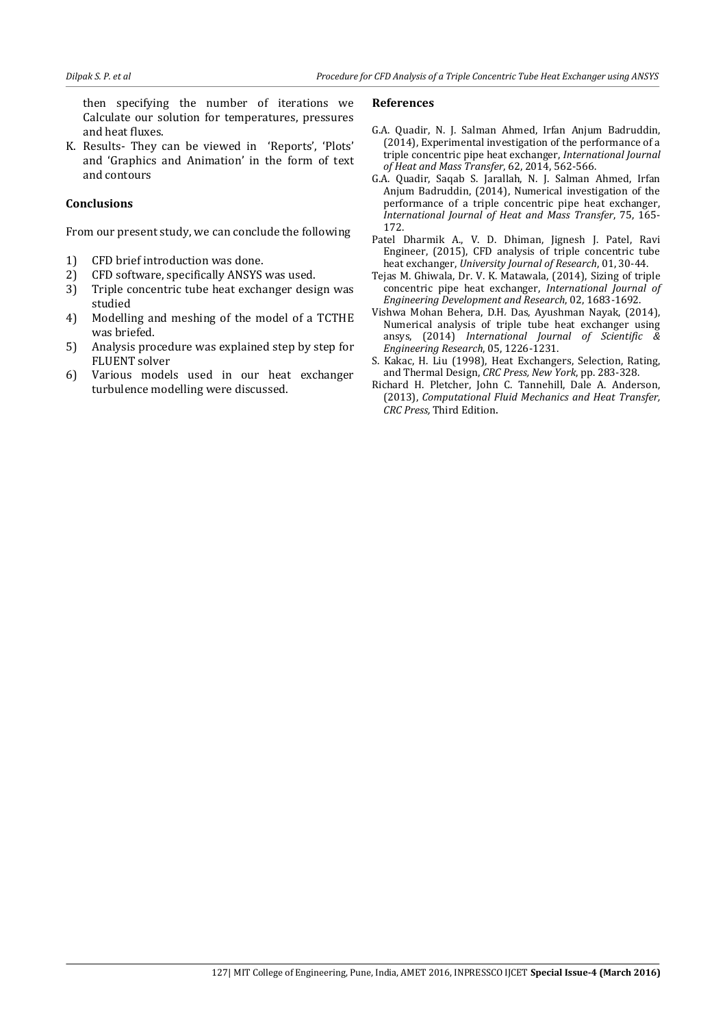then specifying the number of iterations we Calculate our solution for temperatures, pressures and heat fluxes.

K. Results- They can be viewed in 'Reports', 'Plots' and 'Graphics and Animation' in the form of text and contours

## Conclusions

From our present study, we can conclude the following

1) CFD brief introduction was done.
2) CFD software, specifically ANSYS was used.
3) Triple concentric tube heat exchanger design was studied
4) Modelling and meshing of the model of a TCTHE was briefed.
5) Analysis procedure was explained step by step for FLUENT solver
6) Various models used in our heat exchanger turbulence modelling were discussed.

## References

G.A. Quadir, N. J. Salman Ahmed, Irfan Anjum Badruddin, (2014), Experimental investigation of the performance of a triple concentric pipe heat exchanger, *International Journal of Heat and Mass Transfer*, 62, 2014, 562-566.

G.A. Quadir, Saqab S. Jarallah, N. J. Salman Ahmed, Irfan Anjum Badruddin, (2014), Numerical investigation of the performance of a triple concentric pipe heat exchanger, *International Journal of Heat and Mass Transfer*, 75, 165-172.

Patel Dharmik A., V. D. Dhiman, Jignesh J. Patel, Ravi Engineer, (2015), CFD analysis of triple concentric tube heat exchanger, *University Journal of Research*, 01, 30-44.

Tejas M. Ghiwala, Dr. V. K. Matawala, (2014), Sizing of triple concentric pipe heat exchanger, *International Journal of Engineering Development and Research*, 02, 1683-1692.

Vishwa Mohan Behera, D.H. Das, Ayushman Nayak, (2014), Numerical analysis of triple tube heat exchanger using ansys, (2014) *International Journal of Scientific & Engineering Research*, 05, 1226-1231.

S. Kakac, H. Liu (1998), Heat Exchangers, Selection, Rating, and Thermal Design, *CRC Press, New York*, pp. 283-328.

Richard H. Pletcher, John C. Tannehill, Dale A. Anderson, (2013), *Computational Fluid Mechanics and Heat Transfer, CRC Press,* Third Edition.